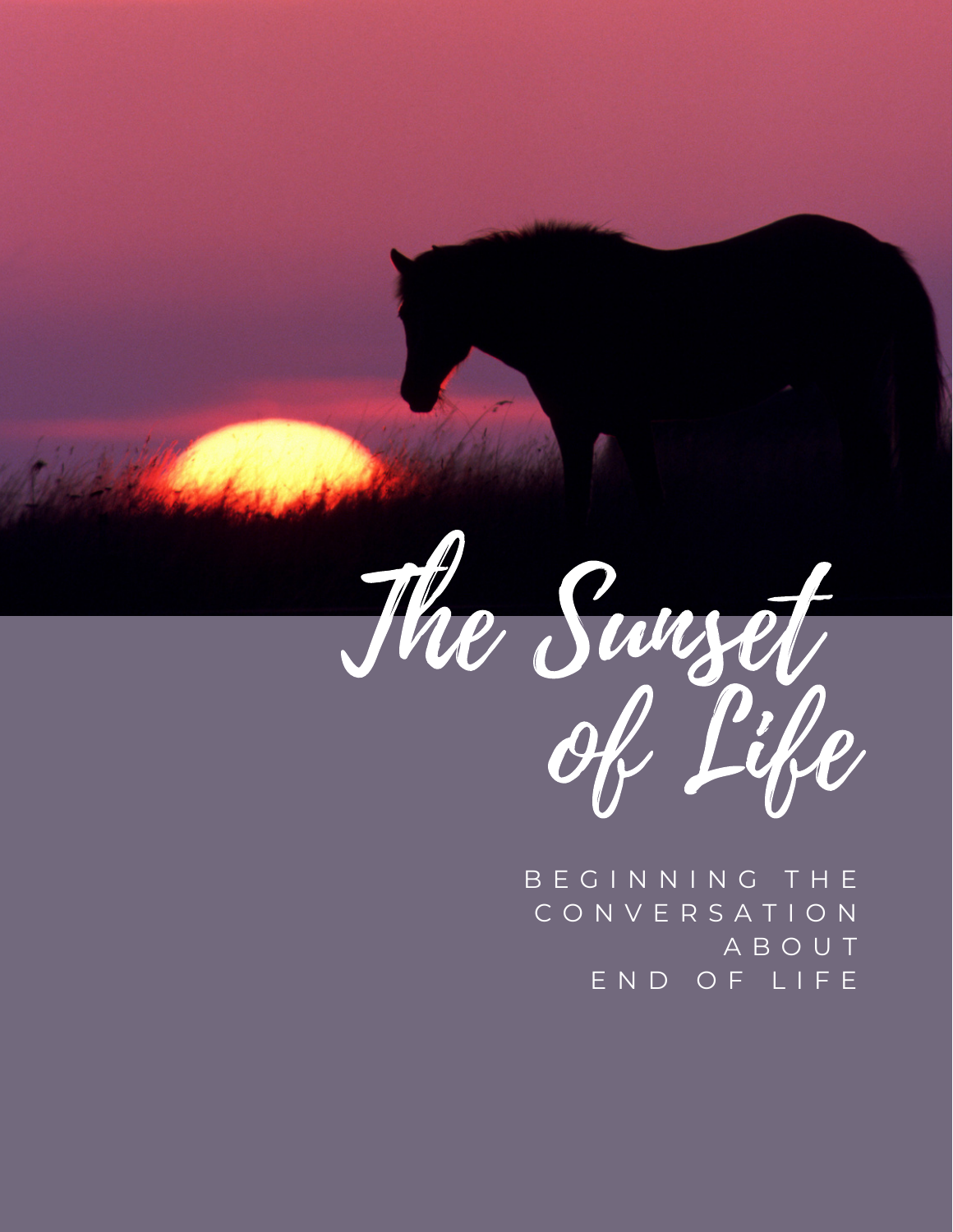# The Sunset of Life

BEGINNING THE CONVERSATION ABOUT END OF LIFE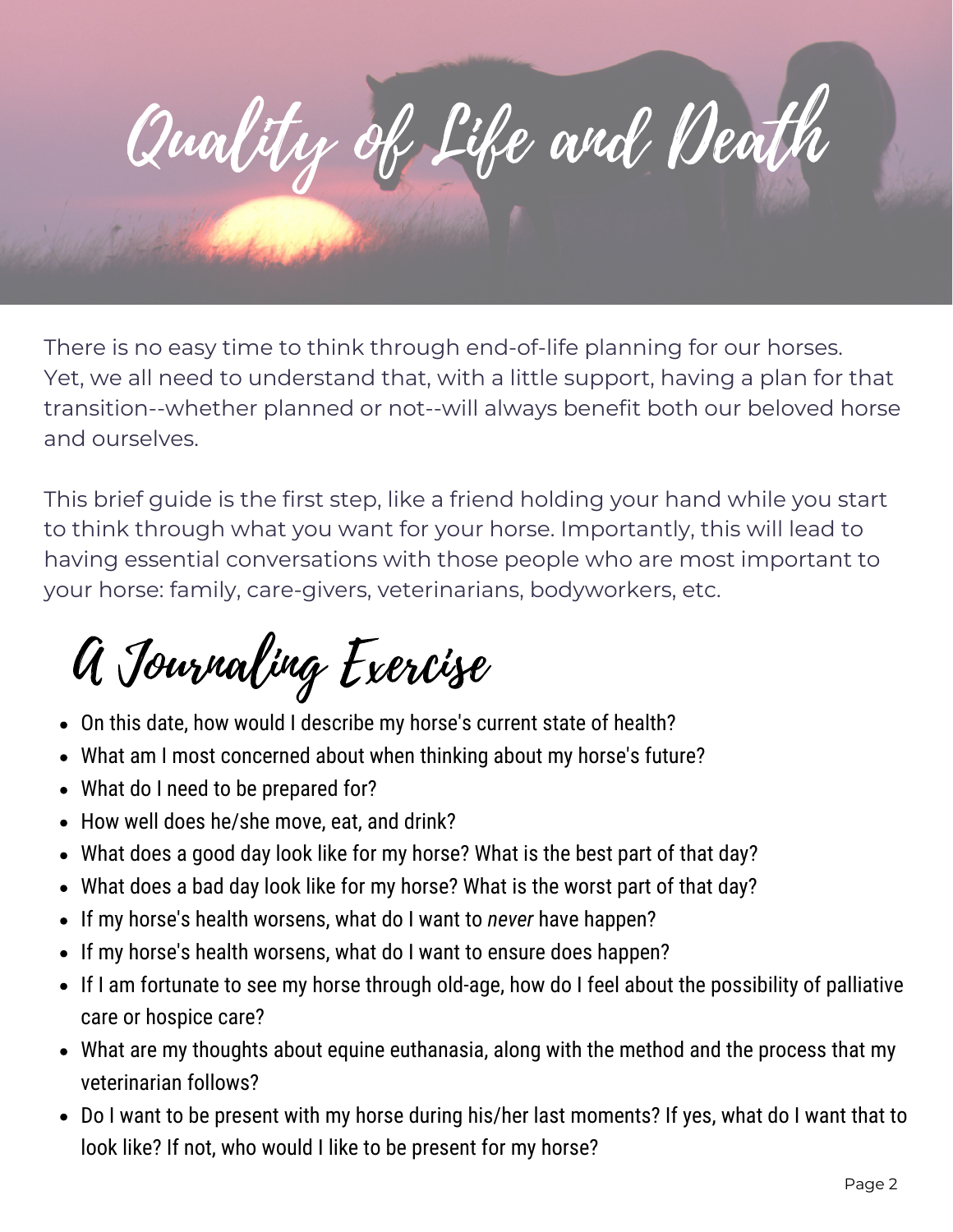# Quality of Life and Death

There is no easy time to think through end-of-life planning for our horses. Yet, we all need to understand that, with a little support, having a plan for that transition--whether planned or not--will always benefit both our beloved horse and ourselves.

This brief guide is the first step, like a friend holding your hand while you start to think through what you want for your horse. Importantly, this will lead to having essential conversations with those people who are most important to your horse: family, care-givers, veterinarians, bodyworkers, etc.

## A Journaling Exercise

- On this date, how would I describe my horse's current state of health?
- What am I most concerned about when thinking about my horse's future?
- What do I need to be prepared for?
- How well does he/she move, eat, and drink?
- What does a good day look like for my horse? What is the best part of that day?
- What does a bad day look like for my horse? What is the worst part of that day?
- If my horse's health worsens, what do I want to *never* have happen?
- If my horse's health worsens, what do I want to ensure does happen?
- If I am fortunate to see my horse through old-age, how do I feel about the possibility of palliative care or hospice care?
- What are my thoughts about equine euthanasia, along with the method and the process that my veterinarian follows?
- Do I want to be present with my horse during his/her last moments? If yes, what do I want that to look like? If not, who would I like to be present for my horse?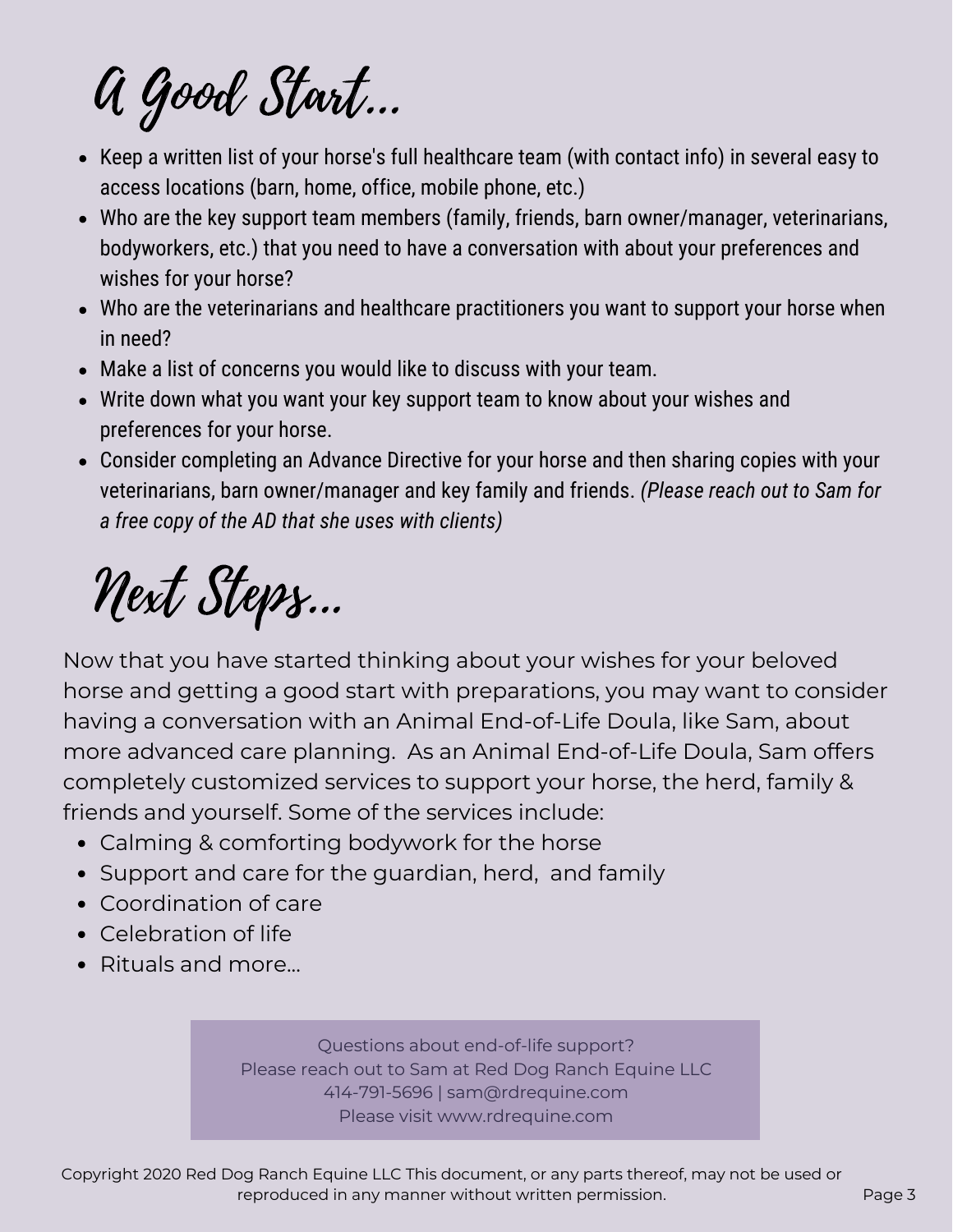# A Good Start...

- Keep a written list of your horse's full healthcare team (with contact info) in several easy to access locations (barn, home, office, mobile phone, etc.)
- Who are the key support team members (family, friends, barn owner/manager, veterinarians, bodyworkers, etc.) that you need to have a conversation with about your preferences and wishes for your horse?
- Who are the veterinarians and healthcare practitioners you want to support your horse when in need?
- Make a list of concerns you would like to discuss with your team.
- Write down what you want your key support team to know about your wishes and preferences for your horse.
- Consider completing an Advance Directive for your horse and then sharing copies with your veterinarians, barn owner/manager and key family and friends. *(Please reach out to Sam for a free copy of the AD that she uses with clients)*

# Next Steps...

Now that you have started thinking about your wishes for your beloved horse and getting a good start with preparations, you may want to consider having a conversation with an Animal End-of-Life Doula, like Sam, about more advanced care planning. As an Animal End-of-Life Doula, Sam offers completely customized services to support your horse, the herd, family & friends and yourself. Some of the services include:

- Calming & comforting bodywork for the horse
- Support and care for the guardian, herd, and family
- Coordination of care
- Celebration of life
- Rituals and more...

Questions about end-of-life support?
Please reach out to Sam at Red Dog Ranch Equine LLC
414-791-5696 | sam@rdrequine.com
Please visit www.rdrequine.com

Copyright 2020 Red Dog Ranch Equine LLC This document, or any parts thereof, may not be used or reproduced in any manner without written permission.